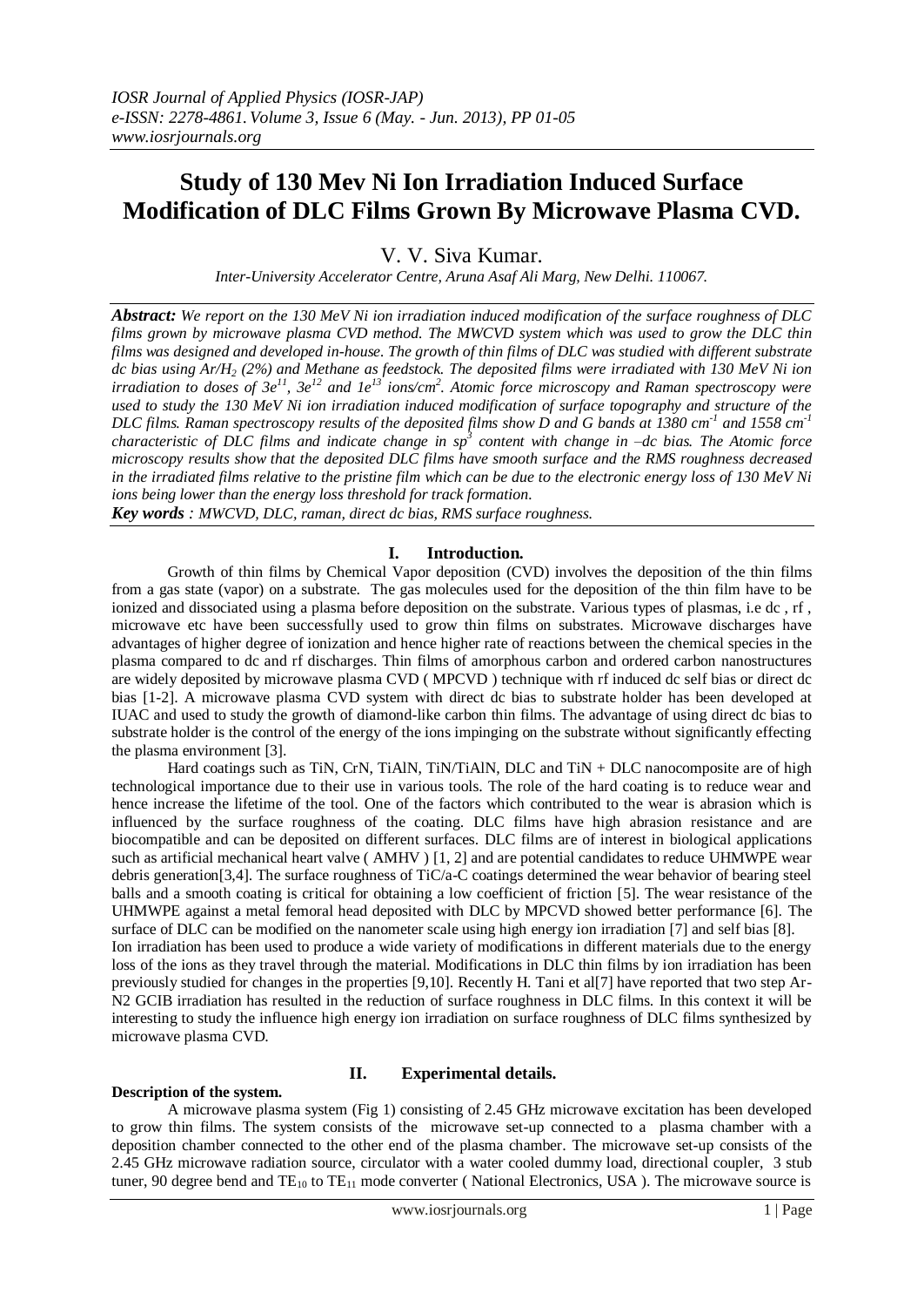# Study of 130 Mev Ni Ion Irradiation Induced Surface Modification of DLC Films Grown By Microwave Plasma CVD.

V. V. Siva Kumar.

*Inter-University Accelerator Centre, Aruna Asaf Ali Marg, New Delhi. 110067.*

***Abstract:*** *We report on the 130 MeV Ni ion irradiation induced modification of the surface roughness of DLC films grown by microwave plasma CVD method. The MWCVD system which was used to grow the DLC thin films was designed and developed in-house. The growth of thin films of DLC was studied with different substrate dc bias using Ar/$H_2$ (2%) and Methane as feedstock. The deposited films were irradiated with 130 MeV Ni ion irradiation to doses of $3e^{11}$, $3e^{12}$ and $1e^{13}$ ions/$cm^2$. Atomic force microscopy and Raman spectroscopy were used to study the 130 MeV Ni ion irradiation induced modification of surface topography and structure of the DLC films. Raman spectroscopy results of the deposited films show D and G bands at 1380 $cm^{-1}$ and 1558 $cm^{-1}$ characteristic of DLC films and indicate change in $sp^3$ content with change in –dc bias. The Atomic force microscopy results show that the deposited DLC films have smooth surface and the RMS roughness decreased in the irradiated films relative to the pristine film which can be due to the electronic energy loss of 130 MeV Ni ions being lower than the energy loss threshold for track formation.*

***Key words*** *: MWCVD, DLC, raman, direct dc bias, RMS surface roughness.*

## I. Introduction.

Growth of thin films by Chemical Vapor deposition (CVD) involves the deposition of the thin films from a gas state (vapor) on a substrate. The gas molecules used for the deposition of the thin film have to be ionized and dissociated using a plasma before deposition on the substrate. Various types of plasmas, i.e dc , rf , microwave etc have been successfully used to grow thin films on substrates. Microwave discharges have advantages of higher degree of ionization and hence higher rate of reactions between the chemical species in the plasma compared to dc and rf discharges. Thin films of amorphous carbon and ordered carbon nanostructures are widely deposited by microwave plasma CVD ( MPCVD ) technique with rf induced dc self bias or direct dc bias [1-2]. A microwave plasma CVD system with direct dc bias to substrate holder has been developed at IUAC and used to study the growth of diamond-like carbon thin films. The advantage of using direct dc bias to substrate holder is the control of the energy of the ions impinging on the substrate without significantly effecting the plasma environment [3].

Hard coatings such as TiN, CrN, TiAlN, TiN/TiAlN, DLC and TiN + DLC nanocomposite are of high technological importance due to their use in various tools. The role of the hard coating is to reduce wear and hence increase the lifetime of the tool. One of the factors which contributed to the wear is abrasion which is influenced by the surface roughness of the coating. DLC films have high abrasion resistance and are biocompatible and can be deposited on different surfaces. DLC films are of interest in biological applications such as artificial mechanical heart valve ( AMHV ) [1, 2] and are potential candidates to reduce UHMWPE wear debris generation[3,4]. The surface roughness of TiC/a-C coatings determined the wear behavior of bearing steel balls and a smooth coating is critical for obtaining a low coefficient of friction [5]. The wear resistance of the UHMWPE against a metal femoral head deposited with DLC by MPCVD showed better performance [6]. The surface of DLC can be modified on the nanometer scale using high energy ion irradiation [7] and self bias [8].

Ion irradiation has been used to produce a wide variety of modifications in different materials due to the energy loss of the ions as they travel through the material. Modifications in DLC thin films by ion irradiation has been previously studied for changes in the properties [9,10]. Recently H. Tani et al[7] have reported that two step Ar-N2 GCIB irradiation has resulted in the reduction of surface roughness in DLC films. In this context it will be interesting to study the influence high energy ion irradiation on surface roughness of DLC films synthesized by microwave plasma CVD.

## II. Experimental details.

**Description of the system.**

A microwave plasma system (Fig 1) consisting of 2.45 GHz microwave excitation has been developed to grow thin films. The system consists of the microwave set-up connected to a plasma chamber with a deposition chamber connected to the other end of the plasma chamber. The microwave set-up consists of the 2.45 GHz microwave radiation source, circulator with a water cooled dummy load, directional coupler, 3 stub tuner, 90 degree bend and $TE_{10}$ to $TE_{11}$ mode converter ( National Electronics, USA ). The microwave source is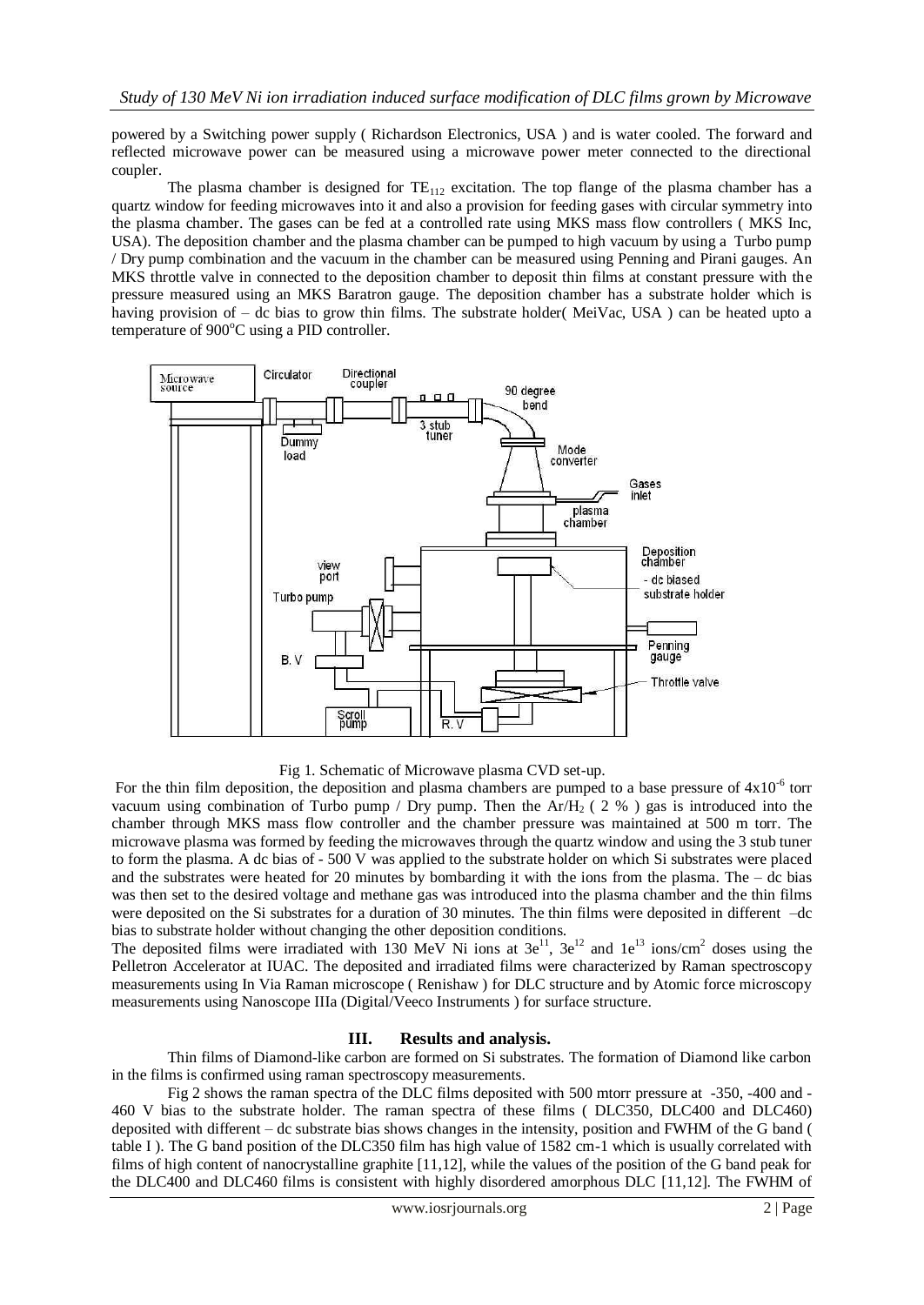powered by a Switching power supply ( Richardson Electronics, USA ) and is water cooled. The forward and reflected microwave power can be measured using a microwave power meter connected to the directional coupler.

The plasma chamber is designed for $TE_{112}$ excitation. The top flange of the plasma chamber has a quartz window for feeding microwaves into it and also a provision for feeding gases with circular symmetry into the plasma chamber. The gases can be fed at a controlled rate using MKS mass flow controllers ( MKS Inc, USA). The deposition chamber and the plasma chamber can be pumped to high vacuum by using a Turbo pump / Dry pump combination and the vacuum in the chamber can be measured using Penning and Pirani gauges. An MKS throttle valve in connected to the deposition chamber to deposit thin films at constant pressure with the pressure measured using an MKS Baratron gauge. The deposition chamber has a substrate holder which is having provision of – dc bias to grow thin films. The substrate holder( MeiVac, USA ) can be heated upto a temperature of 900°C using a PID controller.

Fig 1. Schematic of Microwave plasma CVD set-up.

For the thin film deposition, the deposition and plasma chambers are pumped to a base pressure of $4 \times 10^{-6}$ torr vacuum using combination of Turbo pump / Dry pump. Then the $Ar/H_2$ ( 2 % ) gas is introduced into the chamber through MKS mass flow controller and the chamber pressure was maintained at 500 m torr. The microwave plasma was formed by feeding the microwaves through the quartz window and using the 3 stub tuner to form the plasma. A dc bias of - 500 V was applied to the substrate holder on which Si substrates were placed and the substrates were heated for 20 minutes by bombarding it with the ions from the plasma. The – dc bias was then set to the desired voltage and methane gas was introduced into the plasma chamber and the thin films were deposited on the Si substrates for a duration of 30 minutes. The thin films were deposited in different –dc bias to substrate holder without changing the other deposition conditions.

The deposited films were irradiated with 130 MeV Ni ions at $3e^{11}$, $3e^{12}$ and $1e^{13}$ ions/cm$^2$ doses using the Pelletron Accelerator at IUAC. The deposited and irradiated films were characterized by Raman spectroscopy measurements using In Via Raman microscope ( Renishaw ) for DLC structure and by Atomic force microscopy measurements using Nanoscope IIIa (Digital/Veeco Instruments ) for surface structure.

## III. Results and analysis.

Thin films of Diamond-like carbon are formed on Si substrates. The formation of Diamond like carbon in the films is confirmed using raman spectroscopy measurements.

Fig 2 shows the raman spectra of the DLC films deposited with 500 mtorr pressure at -350, -400 and -460 V bias to the substrate holder. The raman spectra of these films ( DLC350, DLC400 and DLC460) deposited with different – dc substrate bias shows changes in the intensity, position and FWHM of the G band ( table I ). The G band position of the DLC350 film has high value of 1582 cm-1 which is usually correlated with films of high content of nanocrystalline graphite [11,12], while the values of the position of the G band peak for the DLC400 and DLC460 films is consistent with highly disordered amorphous DLC [11,12]. The FWHM of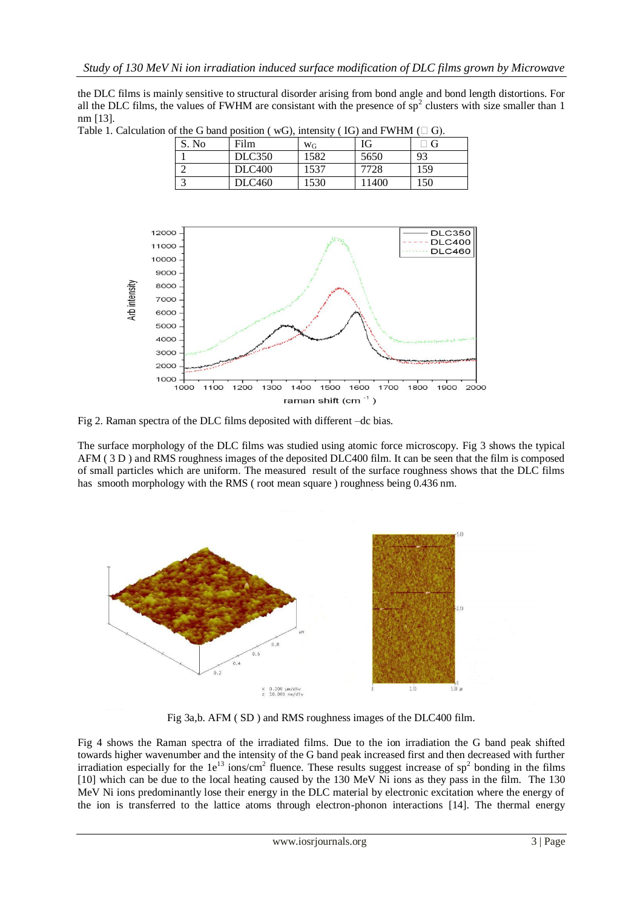the DLC films is mainly sensitive to structural disorder arising from bond angle and bond length distortions. For all the DLC films, the values of FWHM are consistant with the presence of $sp^2$ clusters with size smaller than 1 nm [13].

Table 1. Calculation of the G band position ( wG), intensity ( IG) and FWHM ( G).

| S. No | Film | $w_G$ | IG | G |
|---|---|---|---|---|
| 1 | DLC350 | 1582 | 5650 | 93 |
| 2 | DLC400 | 1537 | 7728 | 159 |
| 3 | DLC460 | 1530 | 11400 | 150 |

Fig 2. Raman spectra of the DLC films deposited with different –dc bias.

The surface morphology of the DLC films was studied using atomic force microscopy. Fig 3 shows the typical AFM ( 3 D ) and RMS roughness images of the deposited DLC400 film. It can be seen that the film is composed of small particles which are uniform. The measured result of the surface roughness shows that the DLC films has smooth morphology with the RMS ( root mean square ) roughness being 0.436 nm.

Fig 3a,b. AFM ( SD ) and RMS roughness images of the DLC400 film.

Fig 4 shows the Raman spectra of the irradiated films. Due to the ion irradiation the G band peak shifted towards higher wavenumber and the intensity of the G band peak increased first and then decreased with further irradiation especially for the $1e^{13}$ ions/cm$^2$ fluence. These results suggest increase of $sp^2$ bonding in the films [10] which can be due to the local heating caused by the 130 MeV Ni ions as they pass in the film. The 130 MeV Ni ions predominantly lose their energy in the DLC material by electronic excitation where the energy of the ion is transferred to the lattice atoms through electron-phonon interactions [14]. The thermal energy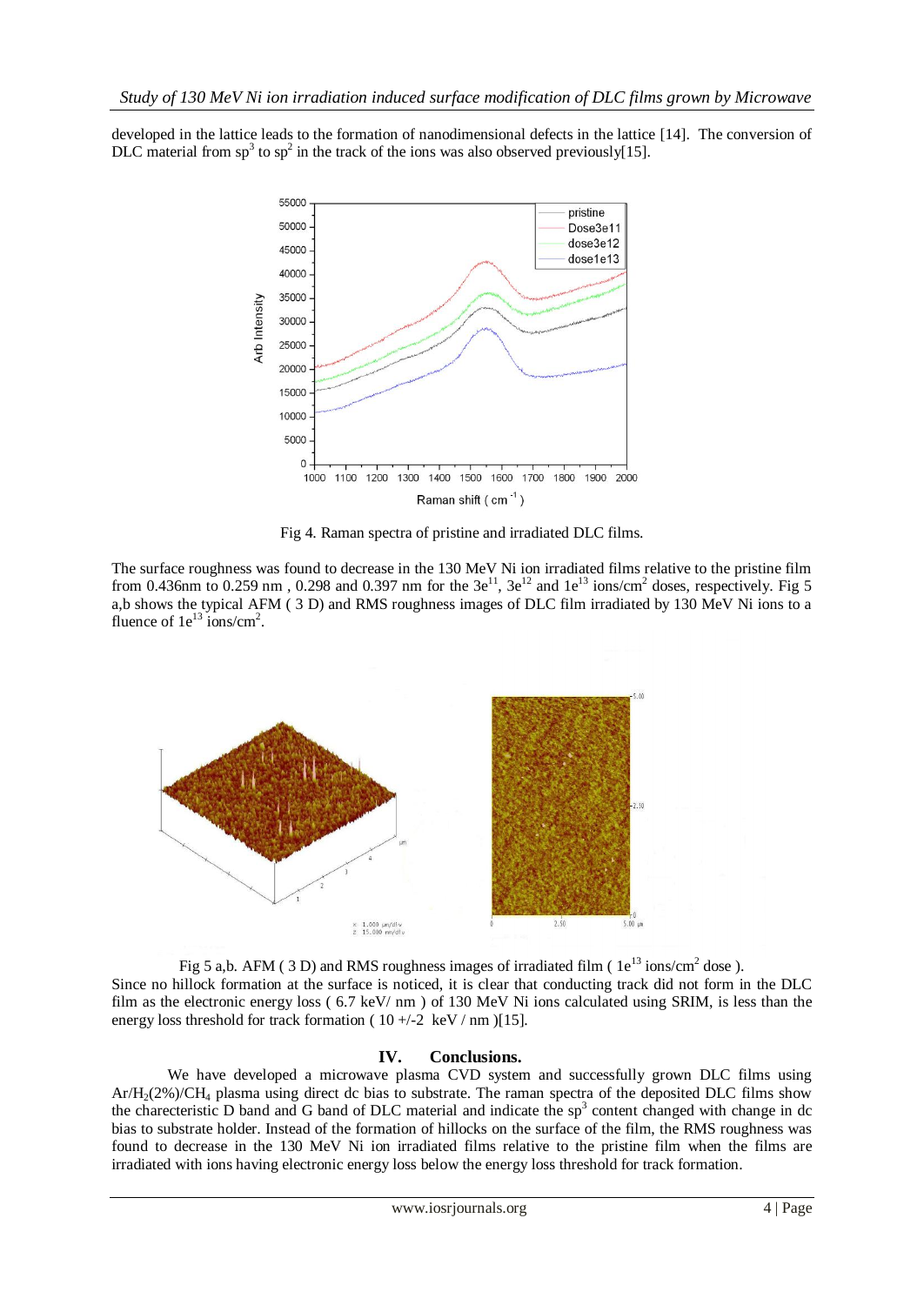developed in the lattice leads to the formation of nanodimensional defects in the lattice [14]. The conversion of DLC material from $sp^3$ to $sp^2$ in the track of the ions was also observed previously[15].

Fig 4. Raman spectra of pristine and irradiated DLC films.

The surface roughness was found to decrease in the 130 MeV Ni ion irradiated films relative to the pristine film from 0.436nm to 0.259 nm , 0.298 and 0.397 nm for the $3e^{11}$, $3e^{12}$ and $1e^{13}$ ions/$cm^2$ doses, respectively. Fig 5 a,b shows the typical AFM ( 3 D) and RMS roughness images of DLC film irradiated by 130 MeV Ni ions to a fluence of $1e^{13}$ ions/$cm^2$.

Fig 5 a,b. AFM ( 3 D) and RMS roughness images of irradiated film ( $1e^{13}$ ions/$cm^2$ dose ).

Since no hillock formation at the surface is noticed, it is clear that conducting track did not form in the DLC film as the electronic energy loss ( 6.7 keV/ nm ) of 130 MeV Ni ions calculated using SRIM, is less than the energy loss threshold for track formation ( 10 +/-2 keV / nm )[15].

## IV. Conclusions.

We have developed a microwave plasma CVD system and successfully grown DLC films using $Ar/H_2(2\%)/CH_4$ plasma using direct dc bias to substrate. The raman spectra of the deposited DLC films show the charecteristic D band and G band of DLC material and indicate the $sp^3$ content changed with change in dc bias to substrate holder. Instead of the formation of hillocks on the surface of the film, the RMS roughness was found to decrease in the 130 MeV Ni ion irradiated films relative to the pristine film when the films are irradiated with ions having electronic energy loss below the energy loss threshold for track formation.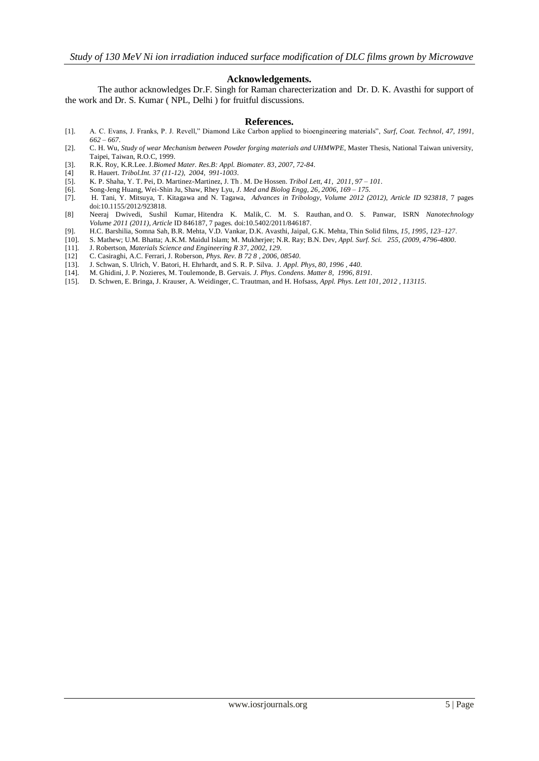## Acknowledgements.

The author acknowledges Dr.F. Singh for Raman charecterization and Dr. D. K. Avasthi for support of the work and Dr. S. Kumar ( NPL, Delhi ) for fruitful discussions.

## References.

[1]. A. C. Evans, J. Franks, P. J. Revell," Diamond Like Carbon applied to bioengineering materials", *Surf, Coat. Technol, 47, 1991, 662 – 667.*

[2]. C. H. Wu, *Study of wear Mechanism between Powder forging materials and UHMWPE*, Master Thesis, National Taiwan university, Taipei, Taiwan, R.O.C, 1999.

[3]. R.K. Roy, K.R.Lee. J.*Biomed Mater. Res.B: Appl. Biomater. 83, 2007, 72-84.*

[4] R. Hauert. *Tribol.Int. 37 (11-12), 2004, 991-1003.*

[5]. K. P. Shaha, Y. T. Pei, D. Martinez-Martinez, J. Th . M. De Hossen. *Tribol Lett, 41, 2011, 97 – 101.*

[6]. Song-Jeng Huang, Wei-Shin Ju, Shaw, Rhey Lyu, *J. Med and Biolog Engg, 26, 2006, 169 – 175.*

[7]. H. Tani, Y. Mitsuya, T. Kitagawa and N. Tagawa, *Advances in Tribology, Volume 2012 (2012), Article ID 923818*, 7 pages doi:10.1155/2012/923818.

[8] Neeraj Dwivedi, Sushil Kumar, Hitendra K. Malik, C. M. S. Rauthan, and O. S. Panwar, ISRN *Nanotechnology Volume 2011 (2011), Article* ID 846187, 7 pages. doi:10.5402/2011/846187.

[9]. H.C. Barshilia, Somna Sah, B.R. Mehta, V.D. Vankar, D.K. Avasthi, Jaipal, G.K. Mehta, Thin Solid films, *15, 1995, 123–127.*

[10]. S. Mathew; U.M. Bhatta; A.K.M. Maidul Islam; M. Mukherjee; N.R. Ray; B.N. Dev, *Appl. Surf. Sci. 255, (2009, 4796-4800.*

[11]. J. Robertson, *Materials Science and Engineering R 37, 2002, 129.*

[12] C. Casiraghi, A.C. Ferrari, J. Roberson, *Phys. Rev. B 72 8 , 2006, 08540.*

[13]. J. Schwan, S. Ulrich, V. Batori, H. Ehrhardt, and S. R. P. Silva. J. *Appl. Phys, 80, 1996 , 440.*

[14]. M. Ghidini, J. P. Nozieres, M. Toulemonde, B. Gervais. *J. Phys. Condens. Matter 8, 1996, 8191.*

[15]. D. Schwen, E. Bringa, J. Krauser, A. Weidinger, C. Trautman, and H. Hofsass, *Appl. Phys. Lett 101, 2012 , 113115.*